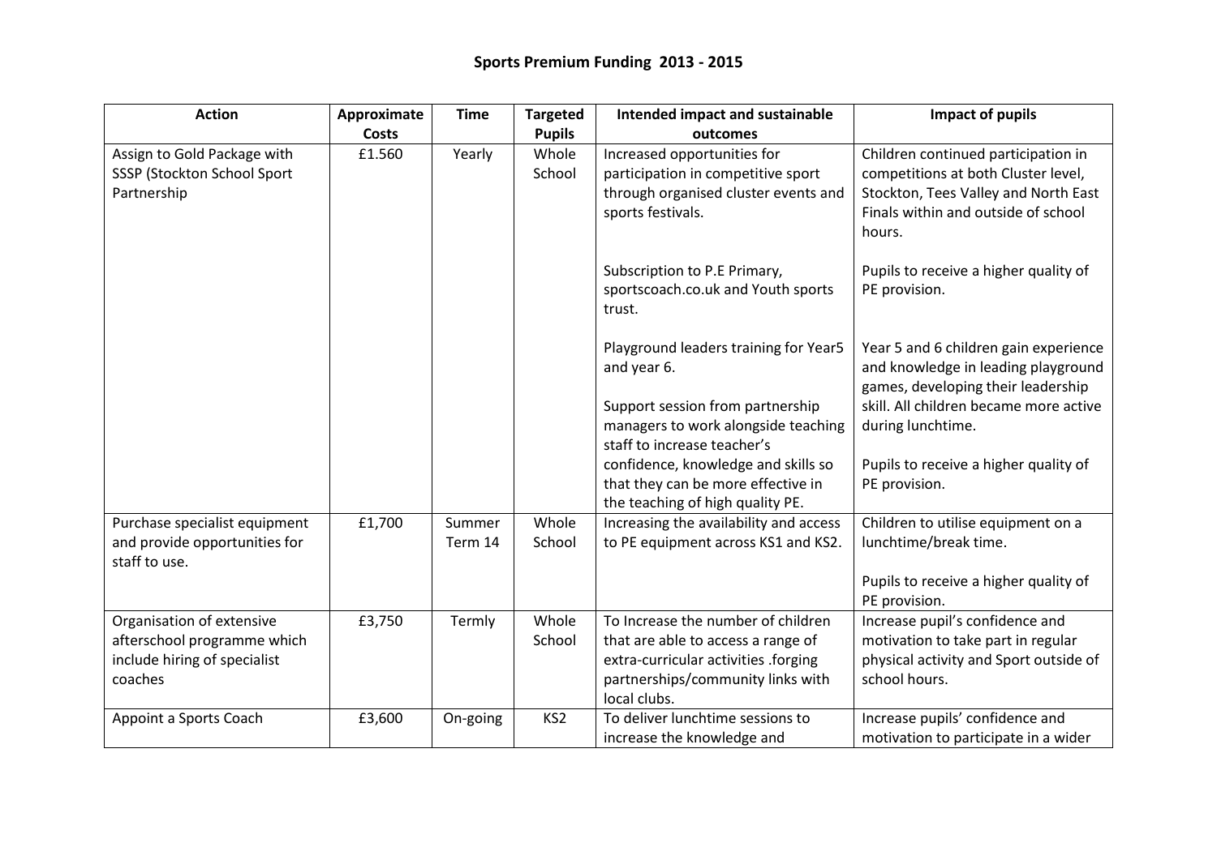# Sports Premium Funding 2013 - 2015

| Action | Approximate Costs | Time | Targeted Pupils | Intended impact and sustainable outcomes | Impact of pupils |
|---|---|---|---|---|---|
| Assign to Gold Package with SSSP (Stockton School Sport Partnership | £1.560 | Yearly | Whole School | Increased opportunities for participation in competitive sport through organised cluster events and sports festivals.<br><br>Subscription to P.E Primary, sportscoach.co.uk and Youth sports trust.<br><br>Playground leaders training for Year5 and year 6.<br><br>Support session from partnership managers to work alongside teaching staff to increase teacher's confidence, knowledge and skills so that they can be more effective in the teaching of high quality PE. | Children continued participation in competitions at both Cluster level, Stockton, Tees Valley and North East Finals within and outside of school hours.<br><br>Pupils to receive a higher quality of PE provision.<br><br>Year 5 and 6 children gain experience and knowledge in leading playground games, developing their leadership skill. All children became more active during lunchtime.<br><br>Pupils to receive a higher quality of PE provision. |
| Purchase specialist equipment and provide opportunities for staff to use. | £1,700 | Summer Term 14 | Whole School | Increasing the availability and access to PE equipment across KS1 and KS2. | Children to utilise equipment on a lunchtime/break time.<br><br>Pupils to receive a higher quality of PE provision. |
| Organisation of extensive afterschool programme which include hiring of specialist coaches | £3,750 | Termly | Whole School | To Increase the number of children that are able to access a range of extra-curricular activities .forging partnerships/community links with local clubs. | Increase pupil's confidence and motivation to take part in regular physical activity and Sport outside of school hours. |
| Appoint a Sports Coach | £3,600 | On-going | KS2 | To deliver lunchtime sessions to increase the knowledge and | Increase pupils' confidence and motivation to participate in a wider |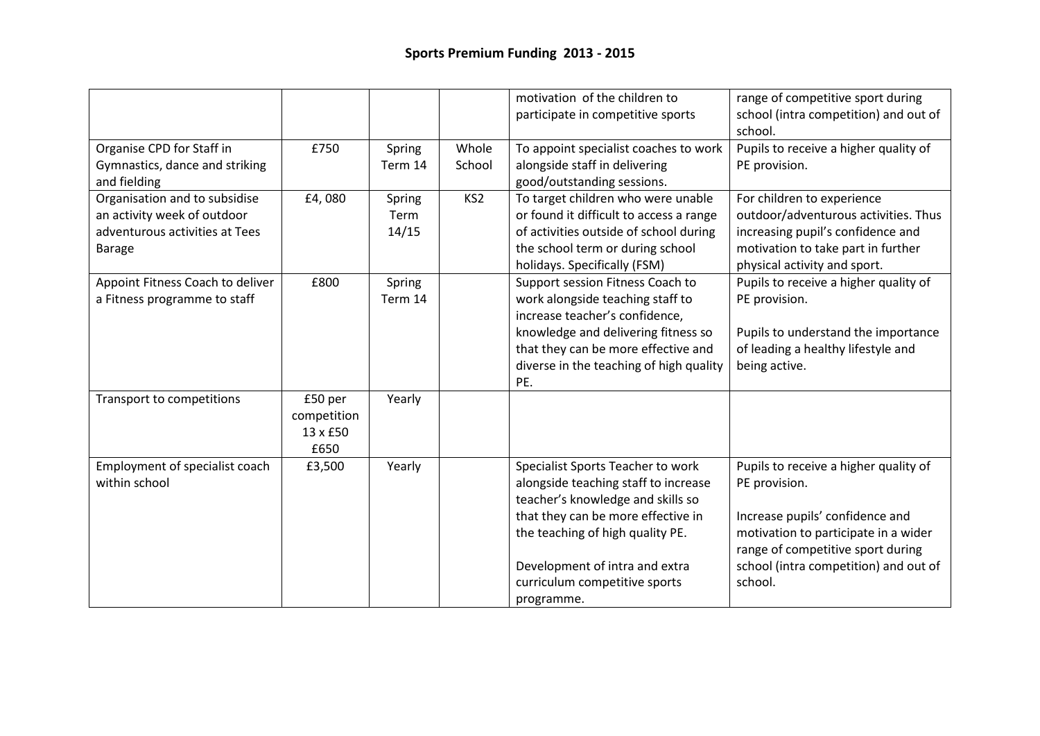## Sports Premium Funding 2013 - 2015

| | | | | | |
|---|---|---|---|---|---|
| | | | | motivation of the children to participate in competitive sports | range of competitive sport during school (intra competition) and out of school. |
| Organise CPD for Staff in Gymnastics, dance and striking and fielding | £750 | Spring Term 14 | Whole School | To appoint specialist coaches to work alongside staff in delivering good/outstanding sessions. | Pupils to receive a higher quality of PE provision. |
| Organisation and to subsidise an activity week of outdoor adventurous activities at Tees Barage | £4, 080 | Spring Term 14/15 | KS2 | To target children who were unable or found it difficult to access a range of activities outside of school during the school term or during school holidays. Specifically (FSM) | For children to experience outdoor/adventurous activities. Thus increasing pupil's confidence and motivation to take part in further physical activity and sport. |
| Appoint Fitness Coach to deliver a Fitness programme to staff | £800 | Spring Term 14 | | Support session Fitness Coach to work alongside teaching staff to increase teacher's confidence, knowledge and delivering fitness so that they can be more effective and diverse in the teaching of high quality PE. | Pupils to receive a higher quality of PE provision.<br><br>Pupils to understand the importance of leading a healthy lifestyle and being active. |
| Transport to competitions | £50 per competition 13 x £50 £650 | Yearly | | | |
| Employment of specialist coach within school | £3,500 | Yearly | | Specialist Sports Teacher to work alongside teaching staff to increase teacher's knowledge and skills so that they can be more effective in the teaching of high quality PE.<br><br>Development of intra and extra curriculum competitive sports programme. | Pupils to receive a higher quality of PE provision.<br><br>Increase pupils' confidence and motivation to participate in a wider range of competitive sport during school (intra competition) and out of school. |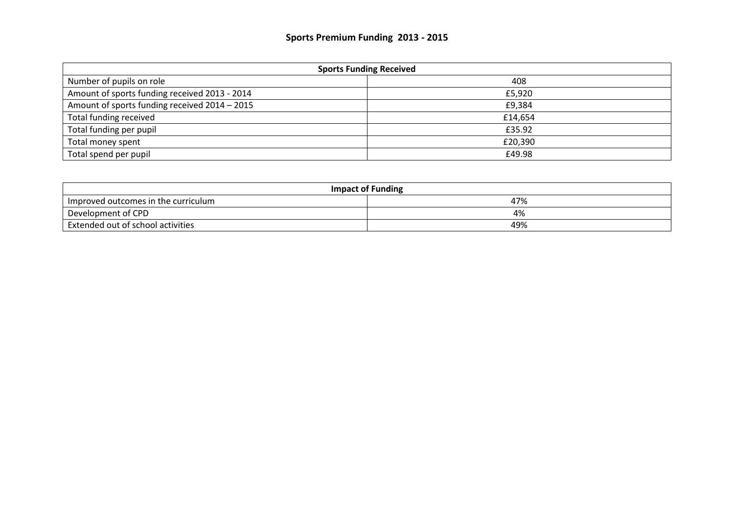# Sports Premium Funding 2013 - 2015

| Sports Funding Received | |
|---|---|
| Number of pupils on role | 408 |
| Amount of sports funding received 2013 - 2014 | £5,920 |
| Amount of sports funding received 2014 – 2015 | £9,384 |
| Total funding received | £14,654 |
| Total funding per pupil | £35.92 |
| Total money spent | £20,390 |
| Total spend per pupil | £49.98 |

| Impact of Funding | |
|---|---|
| Improved outcomes in the curriculum | 47% |
| Development of CPD | 4% |
| Extended out of school activities | 49% |